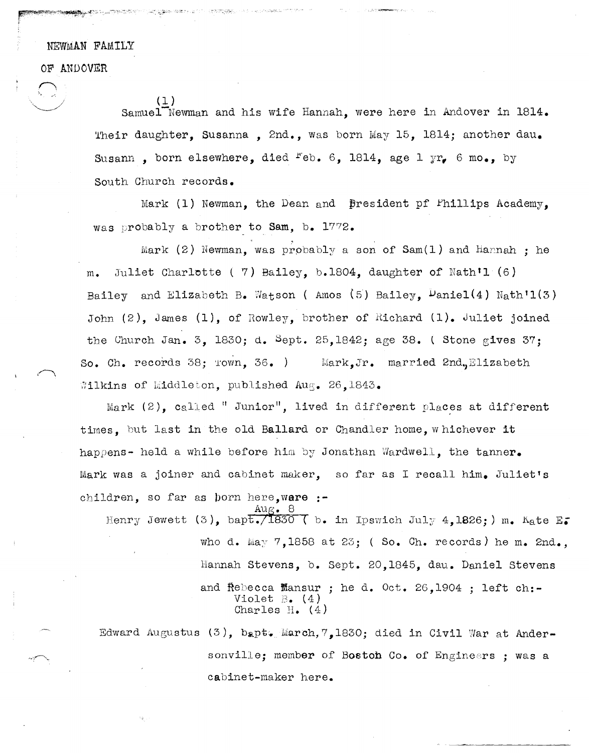# NEWMAN FAMILY

## OF ANDOVER

(1)
Samuel Newman and his wife Hannah, were here in Andover in 1814. Their daughter, Susanna , 2nd., was born May 15, 1814; another dau. Susann , born elsewhere, died Feb. 6, 1814, age 1 yr, 6 mo., by South Church records.

Mark (1) Newman, the Dean and President pf Phillips Academy, was probably a brother to Sam, b. 1772.

Mark (2) Newman, was probably a son of Sam(1) and Hannah ; he m. Juliet Charlotte ( 7) Bailey, b.1804, daughter of Nath'l (6) Bailey and Elizabeth B. Watson ( Amos (5) Bailey, Daniel(4) Nath'l(3) John (2), James (1), of Rowley, brother of Richard (1). Juliet joined the Church Jan. 3, 1830; d. Sept. 25,1842; age 38. ( Stone gives 37; So. Ch. records 38; Town, 36. ) Mark,Jr. married 2nd.,Elizabeth Wilkins of Middleton, published Aug. 26,1843.

Mark (2), called " Junior", lived in different places at different times, but last in the old Ballard or Chandler home, whichever it happens- held a while before him by Jonathan Wardwell, the tanner. Mark was a joiner and cabinet maker, so far as I recall him. Juliet's children, so far as born here,ware :-

Henry Jewett (3), bapt. Aug. 8/1830 ( b. in Ipswich July 4,1826;) m. Kate E. who d. May 7,1858 at 23; ( So. Ch. records) he m. 2nd., Hannah Stevens, b. Sept. 20,1845, dau. Daniel Stevens and Rebecca Mansur ; he d. Oct. 26,1904 ; left ch:-
Violet B. (4)
Charles H. (4)

Edward Augustus (3), bapt. March,7,1830; died in Civil War at Andersonville; member of Boston Co. of Engineers ; was a cabinet-maker here.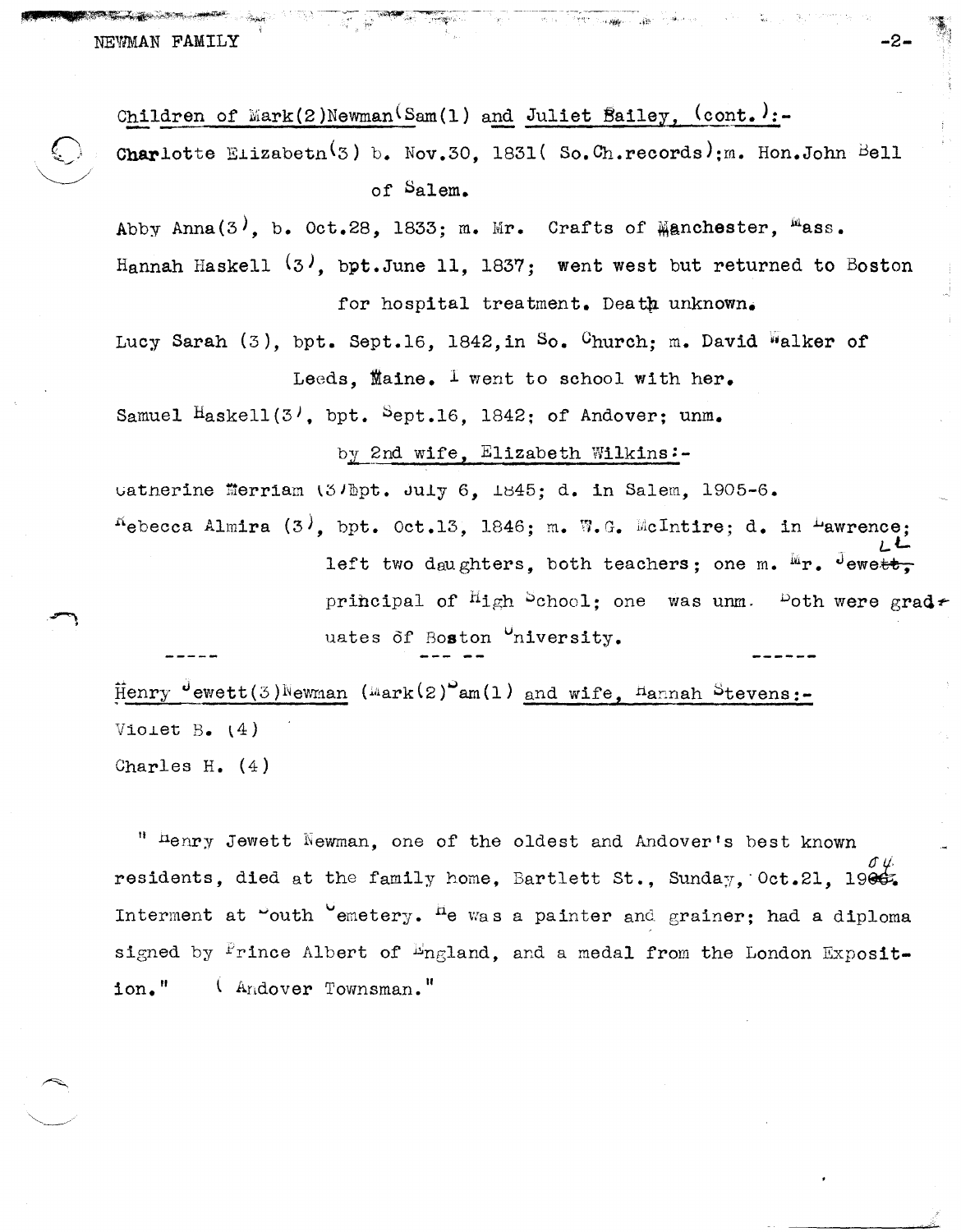Children of Mark(2)Newman(Sam(1) and Juliet Bailey, (cont.):-

Charlotte Elizabeth(3) b. Nov.30, 1831( So.Ch.records);m. Hon.John Bell of Salem.

Abby Anna(3), b. Oct.28, 1833; m. Mr. Crafts of Manchester, Mass.

Hannah Haskell (3), bpt.June 11, 1837; went west but returned to Boston for hospital treatment. Death unknown.

Lucy Sarah (3), bpt. Sept.16, 1842,in So. Church; m. David Walker of Leeds, Maine. I went to school with her.

Samuel Haskell(3), bpt. Sept.16, 1842; of Andover; unm.

by 2nd wife, Elizabeth Wilkins:-

Catherine Merriam (3)Bpt. July 6, 1845; d. in Salem, 1905-6.

Rebecca Almira (3), bpt. Oct.13, 1846; m. W.G. McIntire; d. in Lawrence; left two daughters, both teachers; one m. Mr. Jewell, principal of High School; one was unm. Both were graduates of Boston University.

----- --- -- ------

Henry Jewett(3)Newman (Mark(2)Sam(1) and wife, Hannah Stevens:-

Violet B. (4)

Charles H. (4)

" Henry Jewett Newman, one of the oldest and Andover's best known residents, died at the family home, Bartlett St., Sunday, Oct.21, 1904. Interment at South Cemetery. He was a painter and grainer; had a diploma signed by Prince Albert of England, and a medal from the London Exposition." ( Andover Townsman."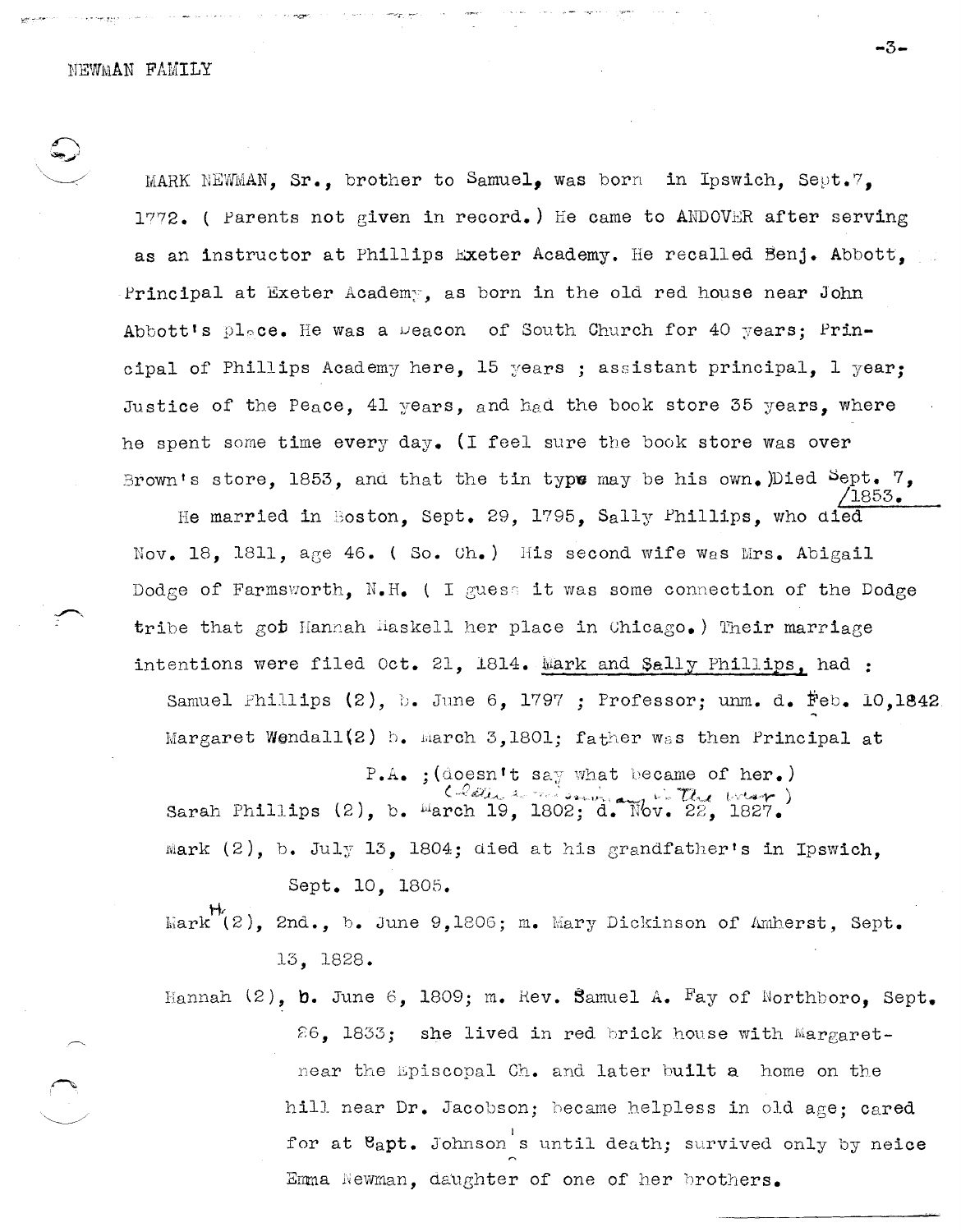MARK NEWMAN, Sr., brother to Samuel, was born in Ipswich, Sept.7, 1772. ( Parents not given in record.) He came to ANDOVER after serving as an instructor at Phillips Exeter Academy. He recalled Benj. Abbott, Principal at Exeter Academy, as born in the old red house near John Abbott's place. He was a Deacon of South Church for 40 years; Principal of Phillips Academy here, 15 years ; assistant principal, 1 year; Justice of the Peace, 41 years, and had the book store 35 years, where he spent some time every day. (I feel sure the book store was over Brown's store, 1853, and that the tin type may be his own.)Died Sept. 7, 1853.

He married in Boston, Sept. 29, 1795, Sally Phillips, who died Nov. 18, 1811, age 46. ( So. Ch.) His second wife was Mrs. Abigail Dodge of Farmsworth, N.H. ( I guess it was some connection of the Dodge tribe that got Hannah Haskell her place in Chicago.) Their marriage intentions were filed Oct. 21, 1814. Mark and Sally Phillips, had :

Samuel Phillips (2), b. June 6, 1797 ; Professor; unm. d. Feb. 10,1842

Margaret Wendall(2) b. March 3,1801; father was then Principal at P.A. ;(doesn't say what became of her.)

Sarah Phillips (2), b. March 19, 1802; d. Nov. 22, 1827. (Letter ... in the War)

Mark (2), b. July 13, 1804; died at his grandfather's in Ipswich, Sept. 10, 1805.

Mark H. (2), 2nd., b. June 9,1806; m. Mary Dickinson of Amherst, Sept. 13, 1828.

Hannah (2), b. June 6, 1809; m. Rev. Samuel A. Fay of Northboro, Sept. 26, 1833; she lived in red brick house with Margaret- near the Episcopal Ch. and later built a home on the hill near Dr. Jacobson; became helpless in old age; cared for at Capt. Johnson's until death; survived only by neice Emma Newman, daughter of one of her brothers.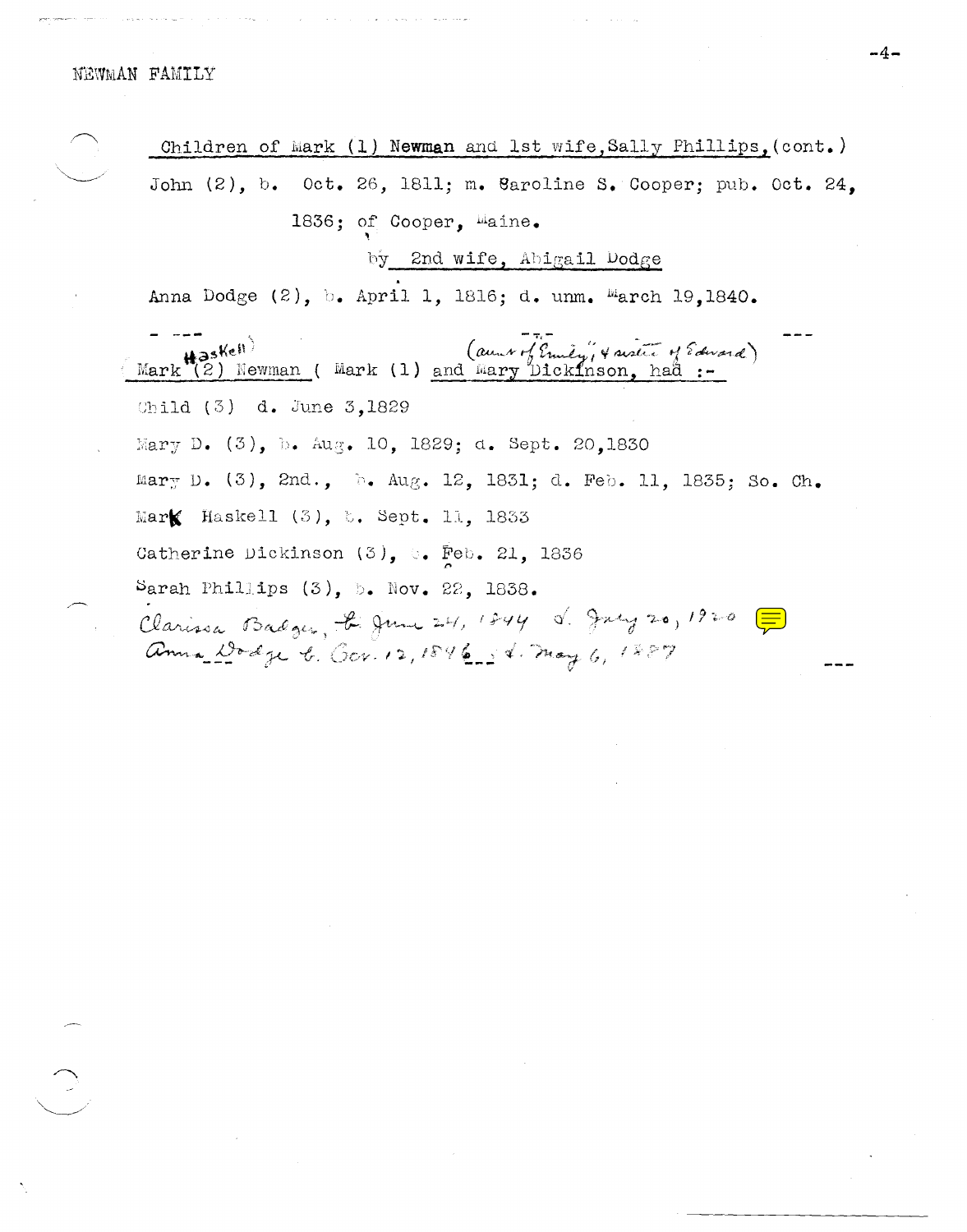Children of Mark (1) Newman and 1st wife, Sally Phillips, (cont.)

John (2), b. Oct. 26, 1811; m. Caroline S. Cooper; pub. Oct. 24, 1836; of Cooper, Maine.

by 2nd wife, Abigail Dodge

Anna Dodge (2), b. April 1, 1816; d. unm. March 19, 1840.

Mark Haskell (2) Newman ( Mark (1) and Mary Dickinson, (aunt of Emily, & sister of Edward) had :-

Child (3) d. June 3, 1829

Mary D. (3), b. Aug. 10, 1829; d. Sept. 20, 1830

Mary D. (3), 2nd., b. Aug. 12, 1831; d. Feb. 11, 1835; So. Ch.

Mark Haskell (3), b. Sept. 11, 1833

Catherine Dickinson (3), b. Feb. 21, 1836

Sarah Phillips (3), b. Nov. 22, 1838.

Clarissa Badger, b. June 24, 1844 d. July 20, 1920

Anna Dodge b. Oct. 12, 1846 d. May 6, 1887